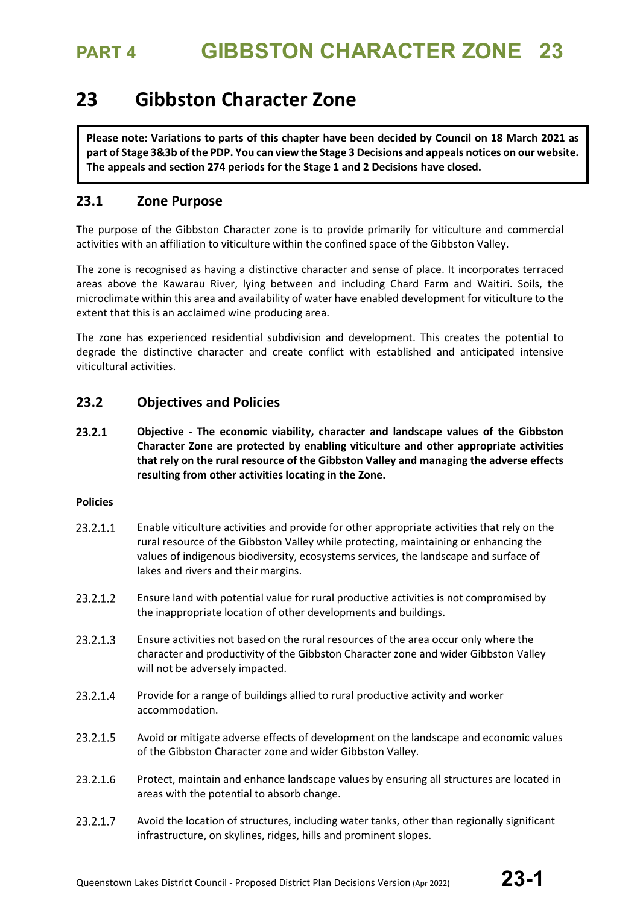# 23 Gibbston Character Zone

**Please note: Variations to parts of this chapter have been decided by Council on 18 March 2021 as part of Stage 3&3b of the PDP. You can view the Stage 3 Decisions and appeals notices on our website. The appeals and section 274 periods for the Stage 1 and 2 Decisions have closed.**

## 23.1 Zone Purpose

The purpose of the Gibbston Character zone is to provide primarily for viticulture and commercial activities with an affiliation to viticulture within the confined space of the Gibbston Valley.

The zone is recognised as having a distinctive character and sense of place. It incorporates terraced areas above the Kawarau River, lying between and including Chard Farm and Waitiri. Soils, the microclimate within this area and availability of water have enabled development for viticulture to the extent that this is an acclaimed wine producing area.

The zone has experienced residential subdivision and development. This creates the potential to degrade the distinctive character and create conflict with established and anticipated intensive viticultural activities.

## 23.2 Objectives and Policies

**23.2.1 Objective - The economic viability, character and landscape values of the Gibbston Character Zone are protected by enabling viticulture and other appropriate activities that rely on the rural resource of the Gibbston Valley and managing the adverse effects resulting from other activities locating in the Zone.**

**Policies**

23.2.1.1 Enable viticulture activities and provide for other appropriate activities that rely on the rural resource of the Gibbston Valley while protecting, maintaining or enhancing the values of indigenous biodiversity, ecosystems services, the landscape and surface of lakes and rivers and their margins.

23.2.1.2 Ensure land with potential value for rural productive activities is not compromised by the inappropriate location of other developments and buildings.

23.2.1.3 Ensure activities not based on the rural resources of the area occur only where the character and productivity of the Gibbston Character zone and wider Gibbston Valley will not be adversely impacted.

23.2.1.4 Provide for a range of buildings allied to rural productive activity and worker accommodation.

23.2.1.5 Avoid or mitigate adverse effects of development on the landscape and economic values of the Gibbston Character zone and wider Gibbston Valley.

23.2.1.6 Protect, maintain and enhance landscape values by ensuring all structures are located in areas with the potential to absorb change.

23.2.1.7 Avoid the location of structures, including water tanks, other than regionally significant infrastructure, on skylines, ridges, hills and prominent slopes.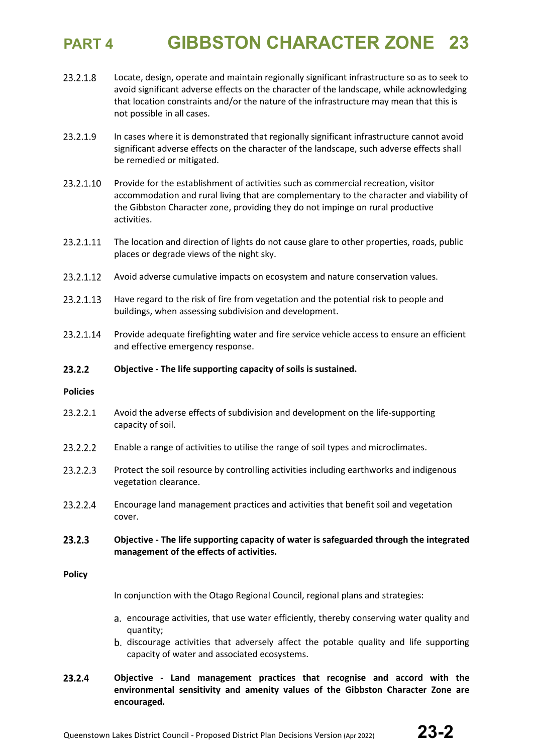23.2.1.8 Locate, design, operate and maintain regionally significant infrastructure so as to seek to avoid significant adverse effects on the character of the landscape, while acknowledging that location constraints and/or the nature of the infrastructure may mean that this is not possible in all cases.

23.2.1.9 In cases where it is demonstrated that regionally significant infrastructure cannot avoid significant adverse effects on the character of the landscape, such adverse effects shall be remedied or mitigated.

23.2.1.10 Provide for the establishment of activities such as commercial recreation, visitor accommodation and rural living that are complementary to the character and viability of the Gibbston Character zone, providing they do not impinge on rural productive activities.

23.2.1.11 The location and direction of lights do not cause glare to other properties, roads, public places or degrade views of the night sky.

23.2.1.12 Avoid adverse cumulative impacts on ecosystem and nature conservation values.

23.2.1.13 Have regard to the risk of fire from vegetation and the potential risk to people and buildings, when assessing subdivision and development.

23.2.1.14 Provide adequate firefighting water and fire service vehicle access to ensure an efficient and effective emergency response.

### 23.2.2 Objective - The life supporting capacity of soils is sustained.

**Policies**

23.2.2.1 Avoid the adverse effects of subdivision and development on the life-supporting capacity of soil.

23.2.2.2 Enable a range of activities to utilise the range of soil types and microclimates.

23.2.2.3 Protect the soil resource by controlling activities including earthworks and indigenous vegetation clearance.

23.2.2.4 Encourage land management practices and activities that benefit soil and vegetation cover.

### 23.2.3 Objective - The life supporting capacity of water is safeguarded through the integrated management of the effects of activities.

**Policy**

In conjunction with the Otago Regional Council, regional plans and strategies:

a. encourage activities, that use water efficiently, thereby conserving water quality and quantity;
b. discourage activities that adversely affect the potable quality and life supporting capacity of water and associated ecosystems.

### 23.2.4 Objective - Land management practices that recognise and accord with the environmental sensitivity and amenity values of the Gibbston Character Zone are encouraged.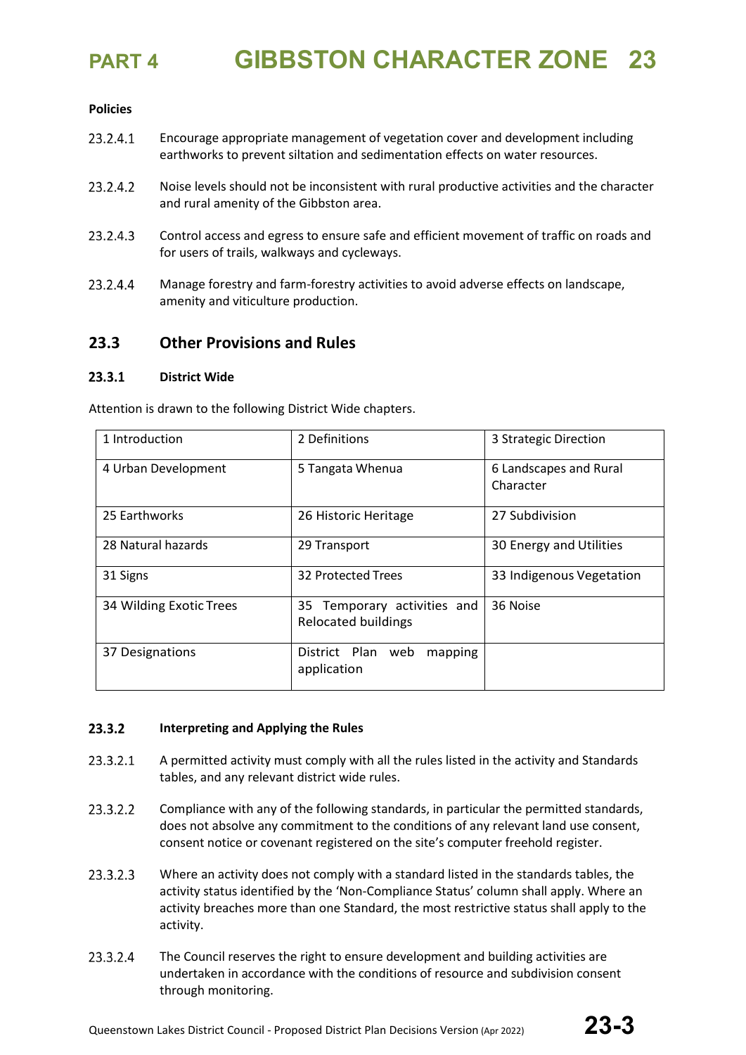**Policies**

23.2.4.1 Encourage appropriate management of vegetation cover and development including earthworks to prevent siltation and sedimentation effects on water resources.

23.2.4.2 Noise levels should not be inconsistent with rural productive activities and the character and rural amenity of the Gibbston area.

23.2.4.3 Control access and egress to ensure safe and efficient movement of traffic on roads and for users of trails, walkways and cycleways.

23.2.4.4 Manage forestry and farm-forestry activities to avoid adverse effects on landscape, amenity and viticulture production.

## 23.3 Other Provisions and Rules

### 23.3.1 District Wide

Attention is drawn to the following District Wide chapters.

| | | |
|---|---|---|
| 1 Introduction | 2 Definitions | 3 Strategic Direction |
| 4 Urban Development | 5 Tangata Whenua | 6 Landscapes and Rural Character |
| 25 Earthworks | 26 Historic Heritage | 27 Subdivision |
| 28 Natural hazards | 29 Transport | 30 Energy and Utilities |
| 31 Signs | 32 Protected Trees | 33 Indigenous Vegetation |
| 34 Wilding Exotic Trees | 35 Temporary activities and Relocated buildings | 36 Noise |
| 37 Designations | District Plan web mapping application | |

### 23.3.2 Interpreting and Applying the Rules

23.3.2.1 A permitted activity must comply with all the rules listed in the activity and Standards tables, and any relevant district wide rules.

23.3.2.2 Compliance with any of the following standards, in particular the permitted standards, does not absolve any commitment to the conditions of any relevant land use consent, consent notice or covenant registered on the site's computer freehold register.

23.3.2.3 Where an activity does not comply with a standard listed in the standards tables, the activity status identified by the 'Non-Compliance Status' column shall apply. Where an activity breaches more than one Standard, the most restrictive status shall apply to the activity.

23.3.2.4 The Council reserves the right to ensure development and building activities are undertaken in accordance with the conditions of resource and subdivision consent through monitoring.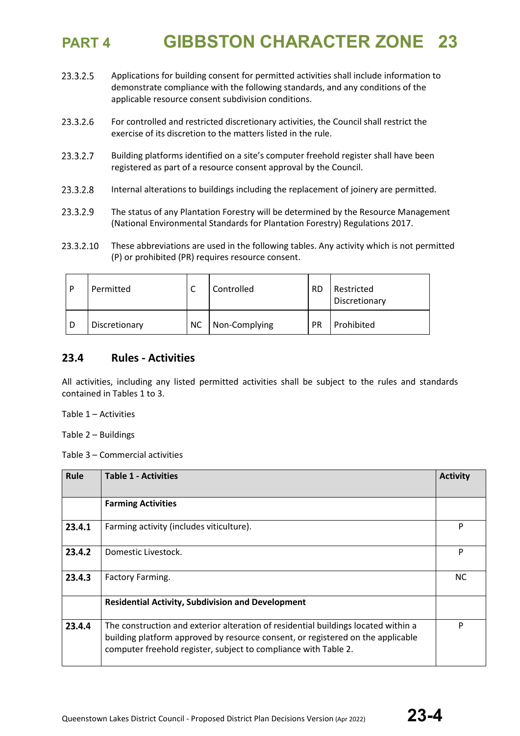23.3.2.5 Applications for building consent for permitted activities shall include information to demonstrate compliance with the following standards, and any conditions of the applicable resource consent subdivision conditions.

23.3.2.6 For controlled and restricted discretionary activities, the Council shall restrict the exercise of its discretion to the matters listed in the rule.

23.3.2.7 Building platforms identified on a site's computer freehold register shall have been registered as part of a resource consent approval by the Council.

23.3.2.8 Internal alterations to buildings including the replacement of joinery are permitted.

23.3.2.9 The status of any Plantation Forestry will be determined by the Resource Management (National Environmental Standards for Plantation Forestry) Regulations 2017.

23.3.2.10 These abbreviations are used in the following tables. Any activity which is not permitted (P) or prohibited (PR) requires resource consent.

| P | Permitted | C | Controlled | RD | Restricted Discretionary |
|---|---|---|---|---|---|
| D | Discretionary | NC | Non-Complying | PR | Prohibited |

## 23.4 Rules - Activities

All activities, including any listed permitted activities shall be subject to the rules and standards contained in Tables 1 to 3.

Table 1 – Activities

Table 2 – Buildings

Table 3 – Commercial activities

| Rule | Table 1 - Activities | Activity |
|---|---|---|
| | **Farming Activities** | |
| **23.4.1** | Farming activity (includes viticulture). | P |
| **23.4.2** | Domestic Livestock. | P |
| **23.4.3** | Factory Farming. | NC |
| | **Residential Activity, Subdivision and Development** | |
| **23.4.4** | The construction and exterior alteration of residential buildings located within a building platform approved by resource consent, or registered on the applicable computer freehold register, subject to compliance with Table 2. | P |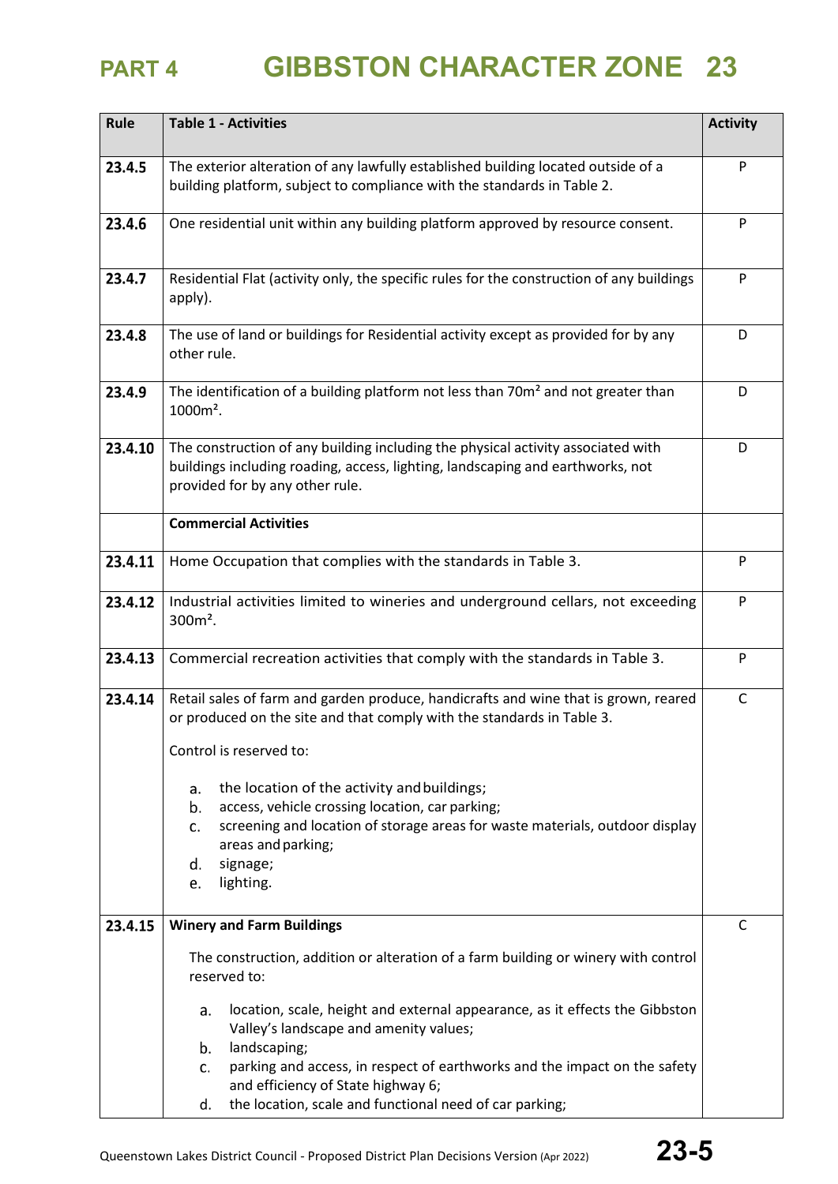| Rule | Table 1 - Activities | Activity |
|---|---|---|
| **23.4.5** | The exterior alteration of any lawfully established building located outside of a building platform, subject to compliance with the standards in Table 2. | P |
| **23.4.6** | One residential unit within any building platform approved by resource consent. | P |
| **23.4.7** | Residential Flat (activity only, the specific rules for the construction of any buildings apply). | P |
| **23.4.8** | The use of land or buildings for Residential activity except as provided for by any other rule. | D |
| **23.4.9** | The identification of a building platform not less than 70m² and not greater than 1000m². | D |
| **23.4.10** | The construction of any building including the physical activity associated with buildings including roading, access, lighting, landscaping and earthworks, not provided for by any other rule. | D |
| | **Commercial Activities** | |
| **23.4.11** | Home Occupation that complies with the standards in Table 3. | P |
| **23.4.12** | Industrial activities limited to wineries and underground cellars, not exceeding 300m². | P |
| **23.4.13** | Commercial recreation activities that comply with the standards in Table 3. | P |
| **23.4.14** | Retail sales of farm and garden produce, handicrafts and wine that is grown, reared or produced on the site and that comply with the standards in Table 3.<br><br>Control is reserved to:<br><br>a. the location of the activity and buildings;<br>b. access, vehicle crossing location, car parking;<br>c. screening and location of storage areas for waste materials, outdoor display areas and parking;<br>d. signage;<br>e. lighting. | C |
| **23.4.15** | **Winery and Farm Buildings**<br><br>The construction, addition or alteration of a farm building or winery with control reserved to:<br><br>a. location, scale, height and external appearance, as it effects the Gibbston Valley's landscape and amenity values;<br>b. landscaping;<br>c. parking and access, in respect of earthworks and the impact on the safety and efficiency of State highway 6;<br>d. the location, scale and functional need of car parking; | C |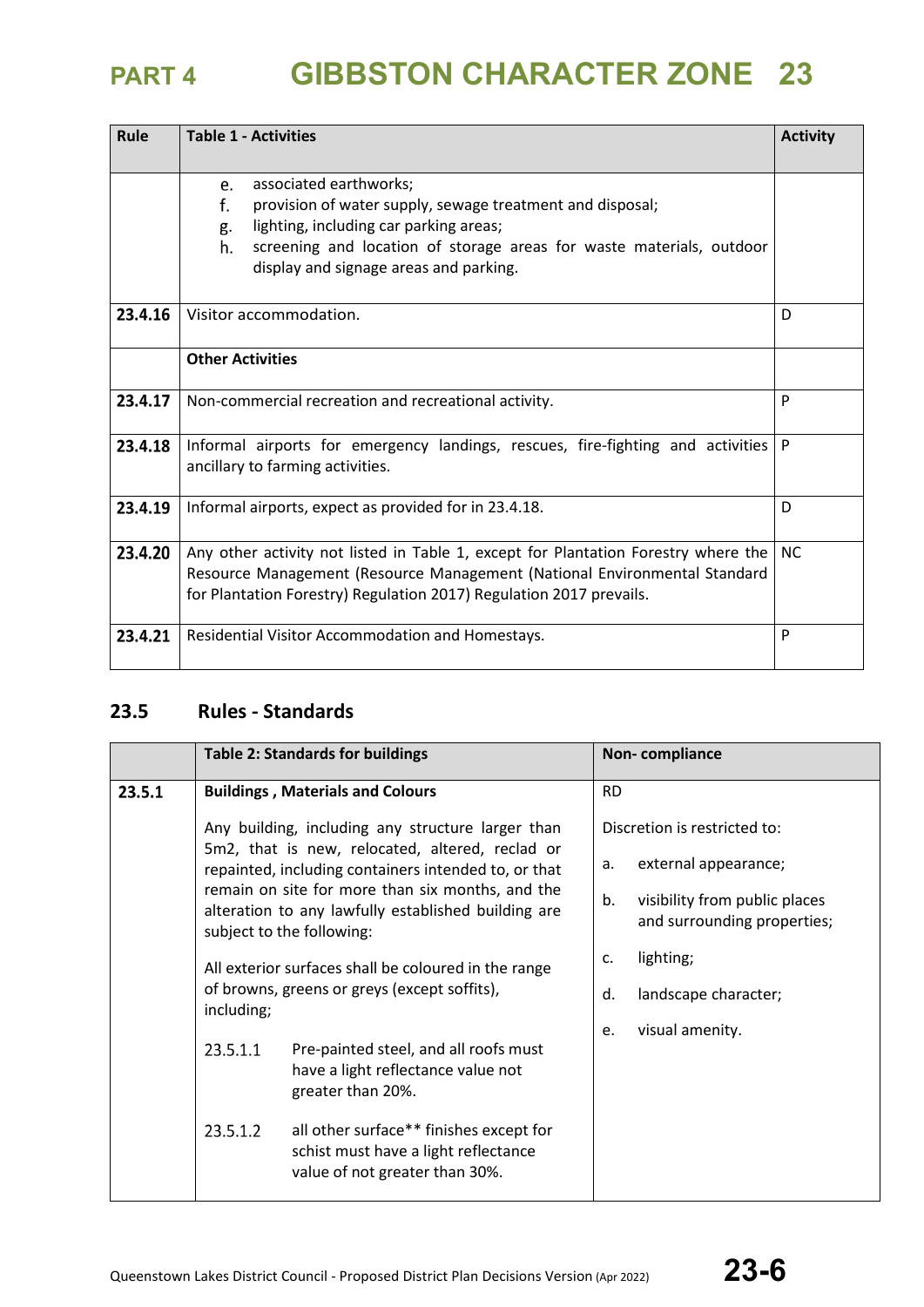| Rule | Table 1 - Activities | Activity |
|---|---|---|
| | e. associated earthworks;<br>f. provision of water supply, sewage treatment and disposal;<br>g. lighting, including car parking areas;<br>h. screening and location of storage areas for waste materials, outdoor display and signage areas and parking. | |
| 23.4.16 | Visitor accommodation. | D |
| | **Other Activities** | |
| 23.4.17 | Non-commercial recreation and recreational activity. | P |
| 23.4.18 | Informal airports for emergency landings, rescues, fire-fighting and activities ancillary to farming activities. | P |
| 23.4.19 | Informal airports, expect as provided for in 23.4.18. | D |
| 23.4.20 | Any other activity not listed in Table 1, except for Plantation Forestry where the Resource Management (Resource Management (National Environmental Standard for Plantation Forestry) Regulation 2017) Regulation 2017 prevails. | NC |
| 23.4.21 | Residential Visitor Accommodation and Homestays. | P |

## 23.5 Rules - Standards

| | Table 2: Standards for buildings | Non- compliance |
|---|---|---|
| 23.5.1 | **Buildings , Materials and Colours**<br><br>Any building, including any structure larger than 5m2, that is new, relocated, altered, reclad or repainted, including containers intended to, or that remain on site for more than six months, and the alteration to any lawfully established building are subject to the following:<br><br>All exterior surfaces shall be coloured in the range of browns, greens or greys (except soffits), including;<br><br>23.5.1.1 Pre-painted steel, and all roofs must have a light reflectance value not greater than 20%.<br><br>23.5.1.2 all other surface** finishes except for schist must have a light reflectance value of not greater than 30%. | RD<br><br>Discretion is restricted to:<br><br>a. external appearance;<br><br>b. visibility from public places and surrounding properties;<br><br>c. lighting;<br><br>d. landscape character;<br><br>e. visual amenity. |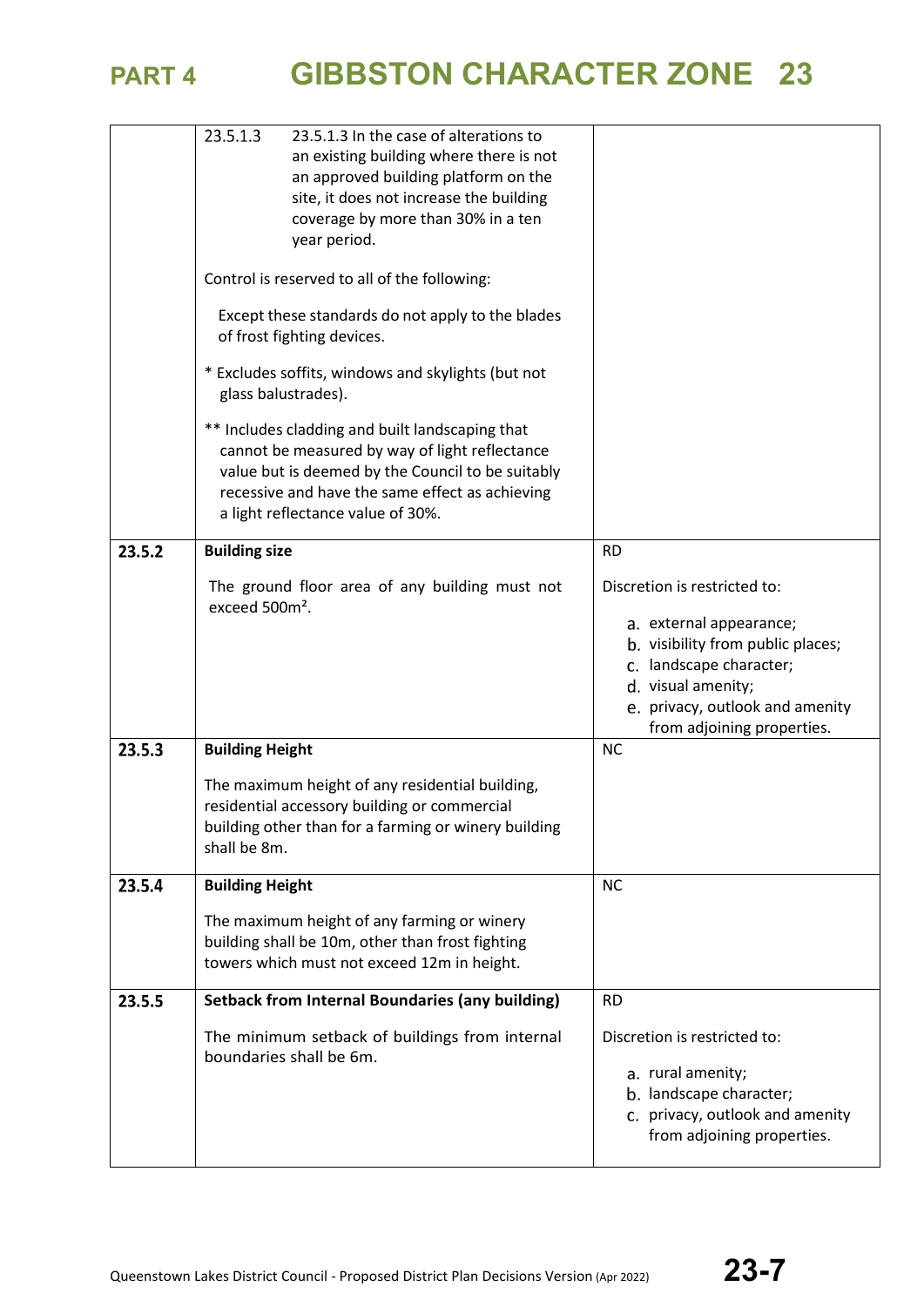| | | |
|---|---|---|
| | 23.5.1.3 23.5.1.3 In the case of alterations to an existing building where there is not an approved building platform on the site, it does not increase the building coverage by more than 30% in a ten year period.<br><br>Control is reserved to all of the following:<br><br>Except these standards do not apply to the blades of frost fighting devices.<br><br>* Excludes soffits, windows and skylights (but not glass balustrades).<br><br>** Includes cladding and built landscaping that cannot be measured by way of light reflectance value but is deemed by the Council to be suitably recessive and have the same effect as achieving a light reflectance value of 30%. | |
| **23.5.2** | **Building size**<br><br>The ground floor area of any building must not exceed 500m². | RD<br><br>Discretion is restricted to:<br><br>a. external appearance;<br>b. visibility from public places;<br>c. landscape character;<br>d. visual amenity;<br>e. privacy, outlook and amenity from adjoining properties. |
| **23.5.3** | **Building Height**<br><br>The maximum height of any residential building, residential accessory building or commercial building other than for a farming or winery building shall be 8m. | NC |
| **23.5.4** | **Building Height**<br><br>The maximum height of any farming or winery building shall be 10m, other than frost fighting towers which must not exceed 12m in height. | NC |
| **23.5.5** | **Setback from Internal Boundaries (any building)**<br><br>The minimum setback of buildings from internal boundaries shall be 6m. | RD<br><br>Discretion is restricted to:<br><br>a. rural amenity;<br>b. landscape character;<br>c. privacy, outlook and amenity from adjoining properties. |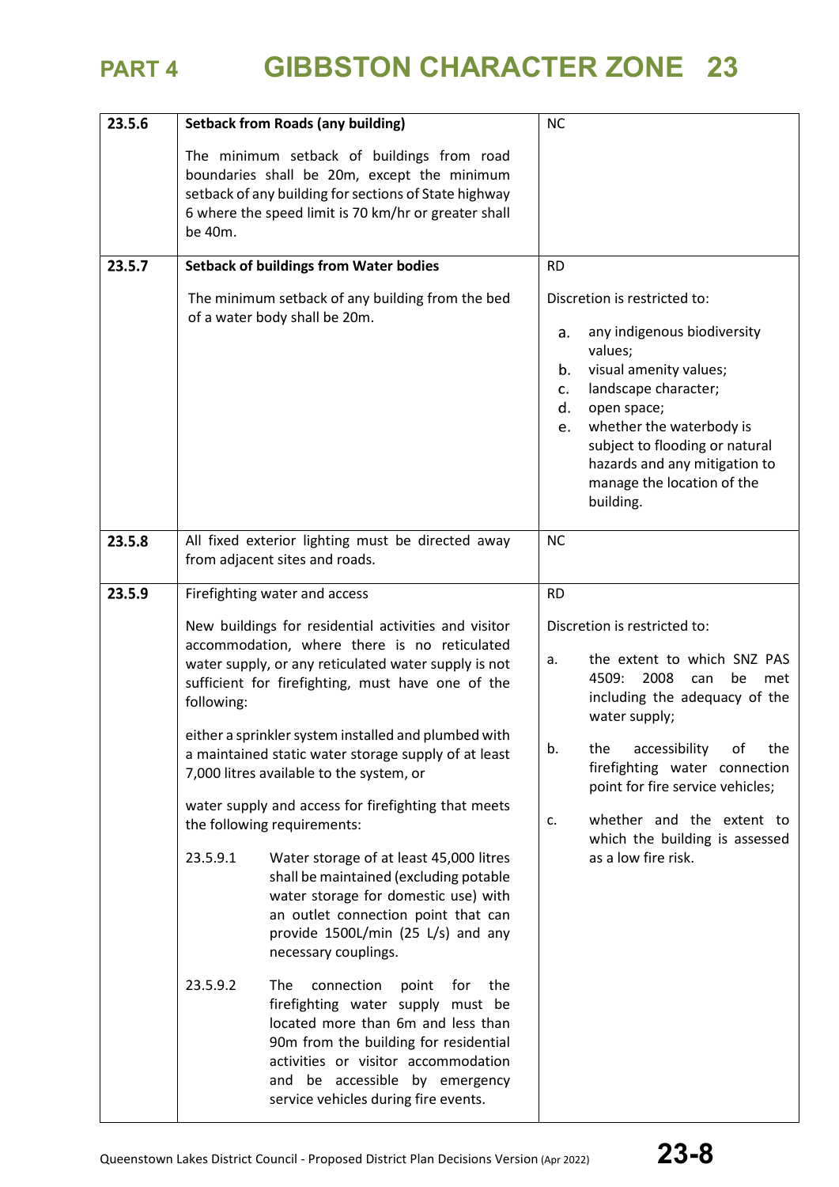| | | |
|---|---|---|
| **23.5.6** | **Setback from Roads (any building)**<br><br>The minimum setback of buildings from road boundaries shall be 20m, except the minimum setback of any building for sections of State highway 6 where the speed limit is 70 km/hr or greater shall be 40m. | NC |
| **23.5.7** | **Setback of buildings from Water bodies**<br><br>The minimum setback of any building from the bed of a water body shall be 20m. | RD<br><br>Discretion is restricted to:<br><br>a. any indigenous biodiversity values;<br>b. visual amenity values;<br>c. landscape character;<br>d. open space;<br>e. whether the waterbody is subject to flooding or natural hazards and any mitigation to manage the location of the building. |
| **23.5.8** | All fixed exterior lighting must be directed away from adjacent sites and roads. | NC |
| **23.5.9** | Firefighting water and access<br><br>New buildings for residential activities and visitor accommodation, where there is no reticulated water supply, or any reticulated water supply is not sufficient for firefighting, must have one of the following:<br><br>either a sprinkler system installed and plumbed with a maintained static water storage supply of at least 7,000 litres available to the system, or<br><br>water supply and access for firefighting that meets the following requirements:<br><br>23.5.9.1 Water storage of at least 45,000 litres shall be maintained (excluding potable water storage for domestic use) with an outlet connection point that can provide 1500L/min (25 L/s) and any necessary couplings.<br><br>23.5.9.2 The connection point for the firefighting water supply must be located more than 6m and less than 90m from the building for residential activities or visitor accommodation and be accessible by emergency service vehicles during fire events. | RD<br><br>Discretion is restricted to:<br><br>a. the extent to which SNZ PAS 4509: 2008 can be met including the adequacy of the water supply;<br><br>b. the accessibility of the firefighting water connection point for fire service vehicles;<br><br>c. whether and the extent to which the building is assessed as a low fire risk. |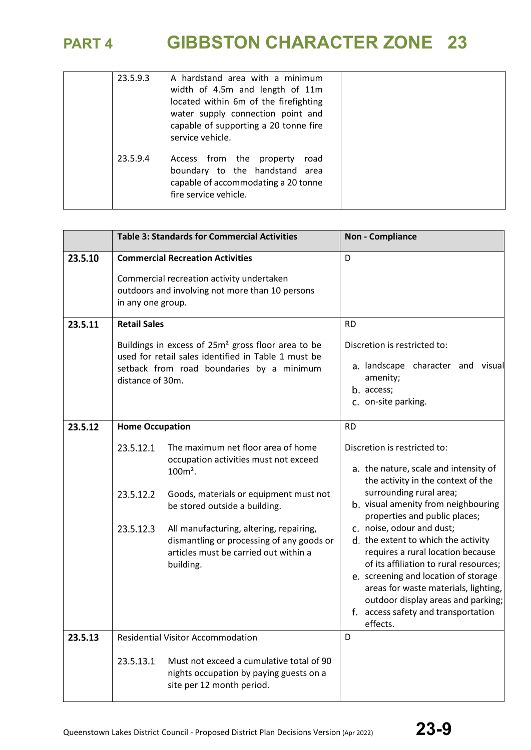| | | |
|---|---|---|
| | 23.5.9.3 A hardstand area with a minimum width of 4.5m and length of 11m located within 6m of the firefighting water supply connection point and capable of supporting a 20 tonne fire service vehicle.<br><br>23.5.9.4 Access from the property road boundary to the handstand area capable of accommodating a 20 tonne fire service vehicle. | |

| | Table 3: Standards for Commercial Activities | Non - Compliance |
|---|---|---|
| **23.5.10** | **Commercial Recreation Activities**<br><br>Commercial recreation activity undertaken outdoors and involving not more than 10 persons in any one group. | D |
| **23.5.11** | **Retail Sales**<br><br>Buildings in excess of 25m² gross floor area to be used for retail sales identified in Table 1 must be setback from road boundaries by a minimum distance of 30m. | RD<br><br>Discretion is restricted to:<br>a. landscape character and visual amenity;<br>b. access;<br>c. on-site parking. |
| **23.5.12** | **Home Occupation**<br><br>23.5.12.1 The maximum net floor area of home occupation activities must not exceed 100m².<br><br>23.5.12.2 Goods, materials or equipment must not be stored outside a building.<br><br>23.5.12.3 All manufacturing, altering, repairing, dismantling or processing of any goods or articles must be carried out within a building. | RD<br><br>Discretion is restricted to:<br>a. the nature, scale and intensity of the activity in the context of the surrounding rural area;<br>b. visual amenity from neighbouring properties and public places;<br>c. noise, odour and dust;<br>d. the extent to which the activity requires a rural location because of its affiliation to rural resources;<br>e. screening and location of storage areas for waste materials, lighting, outdoor display areas and parking;<br>f. access safety and transportation effects. |
| **23.5.13** | Residential Visitor Accommodation<br><br>23.5.13.1 Must not exceed a cumulative total of 90 nights occupation by paying guests on a site per 12 month period. | D |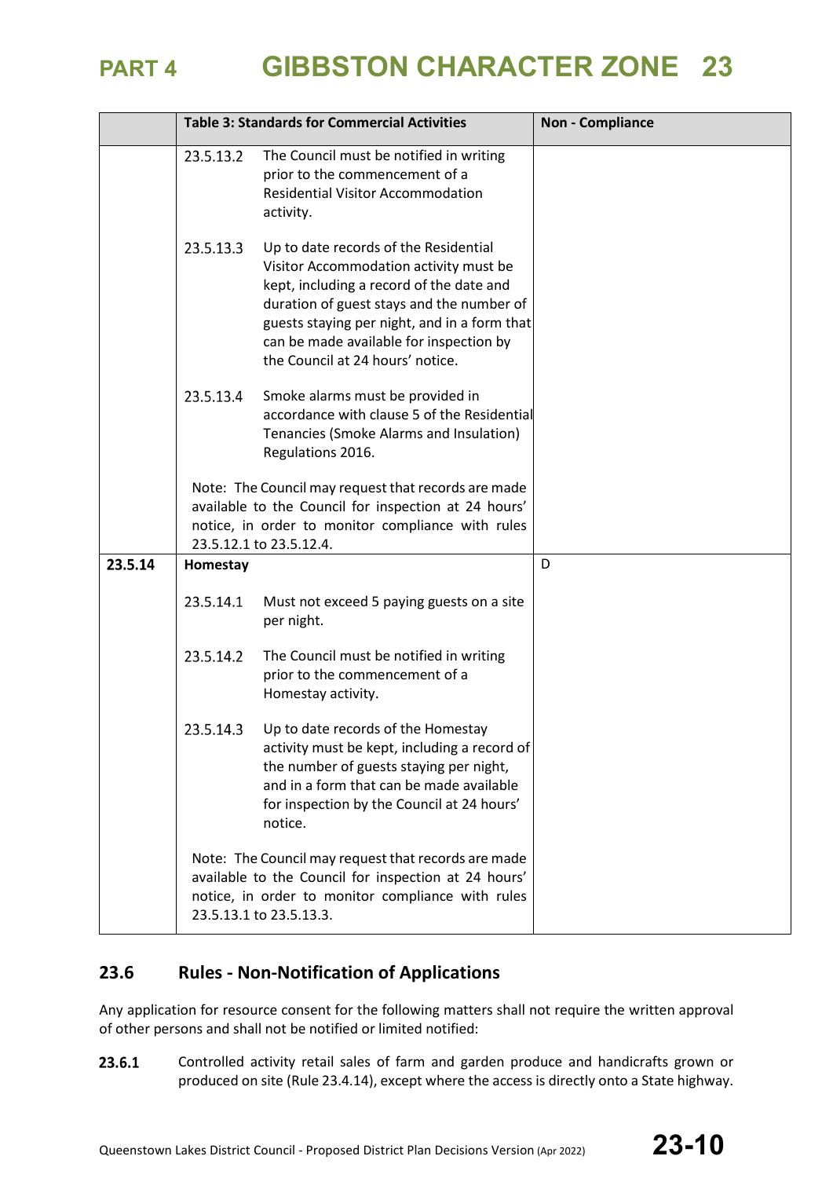| | Table 3: Standards for Commercial Activities | Non - Compliance |
|---|---|---|
| | 23.5.13.2 The Council must be notified in writing prior to the commencement of a Residential Visitor Accommodation activity.<br><br>23.5.13.3 Up to date records of the Residential Visitor Accommodation activity must be kept, including a record of the date and duration of guest stays and the number of guests staying per night, and in a form that can be made available for inspection by the Council at 24 hours' notice.<br><br>23.5.13.4 Smoke alarms must be provided in accordance with clause 5 of the Residential Tenancies (Smoke Alarms and Insulation) Regulations 2016.<br><br>Note: The Council may request that records are made available to the Council for inspection at 24 hours' notice, in order to monitor compliance with rules 23.5.12.1 to 23.5.12.4. | |
| **23.5.14** | **Homestay**<br><br>23.5.14.1 Must not exceed 5 paying guests on a site per night.<br><br>23.5.14.2 The Council must be notified in writing prior to the commencement of a Homestay activity.<br><br>23.5.14.3 Up to date records of the Homestay activity must be kept, including a record of the number of guests staying per night, and in a form that can be made available for inspection by the Council at 24 hours' notice.<br><br>Note: The Council may request that records are made available to the Council for inspection at 24 hours' notice, in order to monitor compliance with rules 23.5.13.1 to 23.5.13.3. | D |

## 23.6 Rules - Non-Notification of Applications

Any application for resource consent for the following matters shall not require the written approval of other persons and shall not be notified or limited notified:

**23.6.1** Controlled activity retail sales of farm and garden produce and handicrafts grown or produced on site (Rule 23.4.14), except where the access is directly onto a State highway.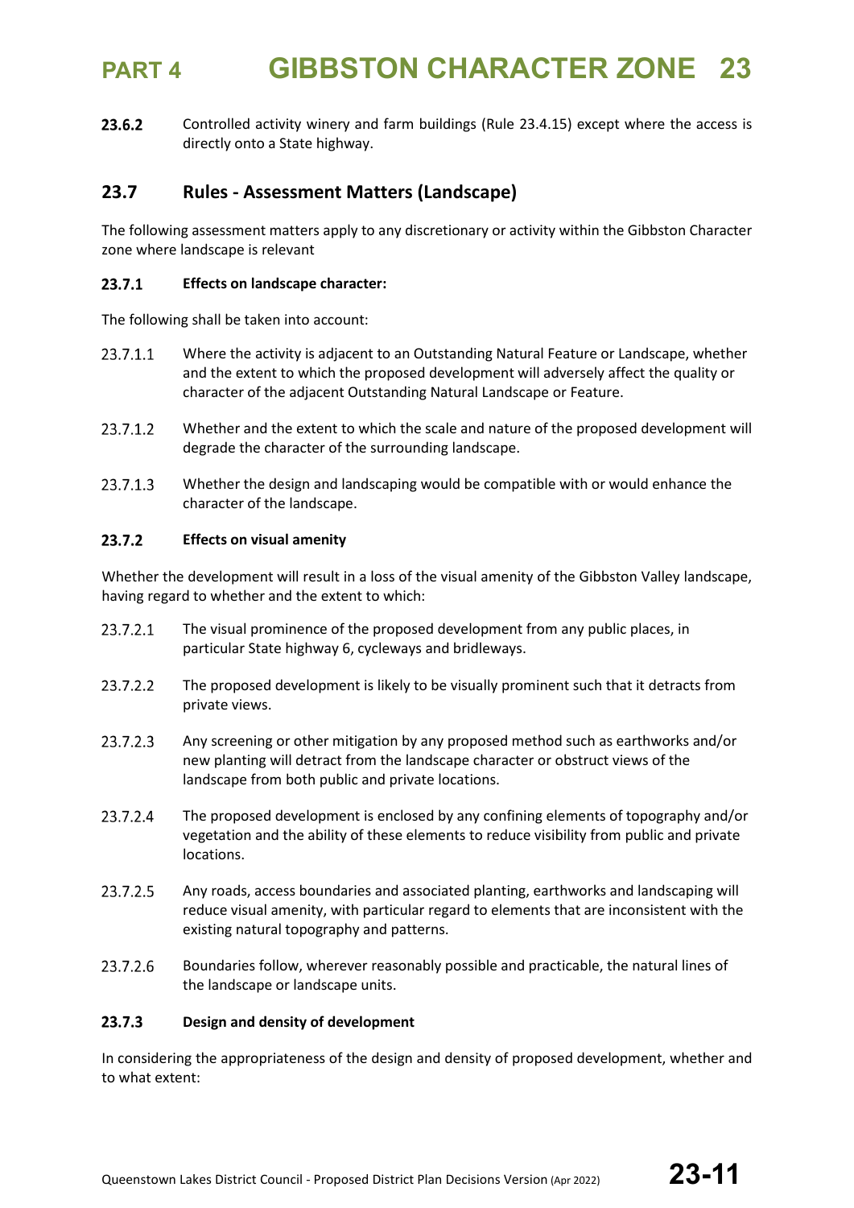**23.6.2** Controlled activity winery and farm buildings (Rule 23.4.15) except where the access is directly onto a State highway.

## 23.7 Rules - Assessment Matters (Landscape)

The following assessment matters apply to any discretionary or activity within the Gibbston Character zone where landscape is relevant

### 23.7.1 Effects on landscape character:

The following shall be taken into account:

23.7.1.1 Where the activity is adjacent to an Outstanding Natural Feature or Landscape, whether and the extent to which the proposed development will adversely affect the quality or character of the adjacent Outstanding Natural Landscape or Feature.

23.7.1.2 Whether and the extent to which the scale and nature of the proposed development will degrade the character of the surrounding landscape.

23.7.1.3 Whether the design and landscaping would be compatible with or would enhance the character of the landscape.

### 23.7.2 Effects on visual amenity

Whether the development will result in a loss of the visual amenity of the Gibbston Valley landscape, having regard to whether and the extent to which:

23.7.2.1 The visual prominence of the proposed development from any public places, in particular State highway 6, cycleways and bridleways.

23.7.2.2 The proposed development is likely to be visually prominent such that it detracts from private views.

23.7.2.3 Any screening or other mitigation by any proposed method such as earthworks and/or new planting will detract from the landscape character or obstruct views of the landscape from both public and private locations.

23.7.2.4 The proposed development is enclosed by any confining elements of topography and/or vegetation and the ability of these elements to reduce visibility from public and private locations.

23.7.2.5 Any roads, access boundaries and associated planting, earthworks and landscaping will reduce visual amenity, with particular regard to elements that are inconsistent with the existing natural topography and patterns.

23.7.2.6 Boundaries follow, wherever reasonably possible and practicable, the natural lines of the landscape or landscape units.

### 23.7.3 Design and density of development

In considering the appropriateness of the design and density of proposed development, whether and to what extent: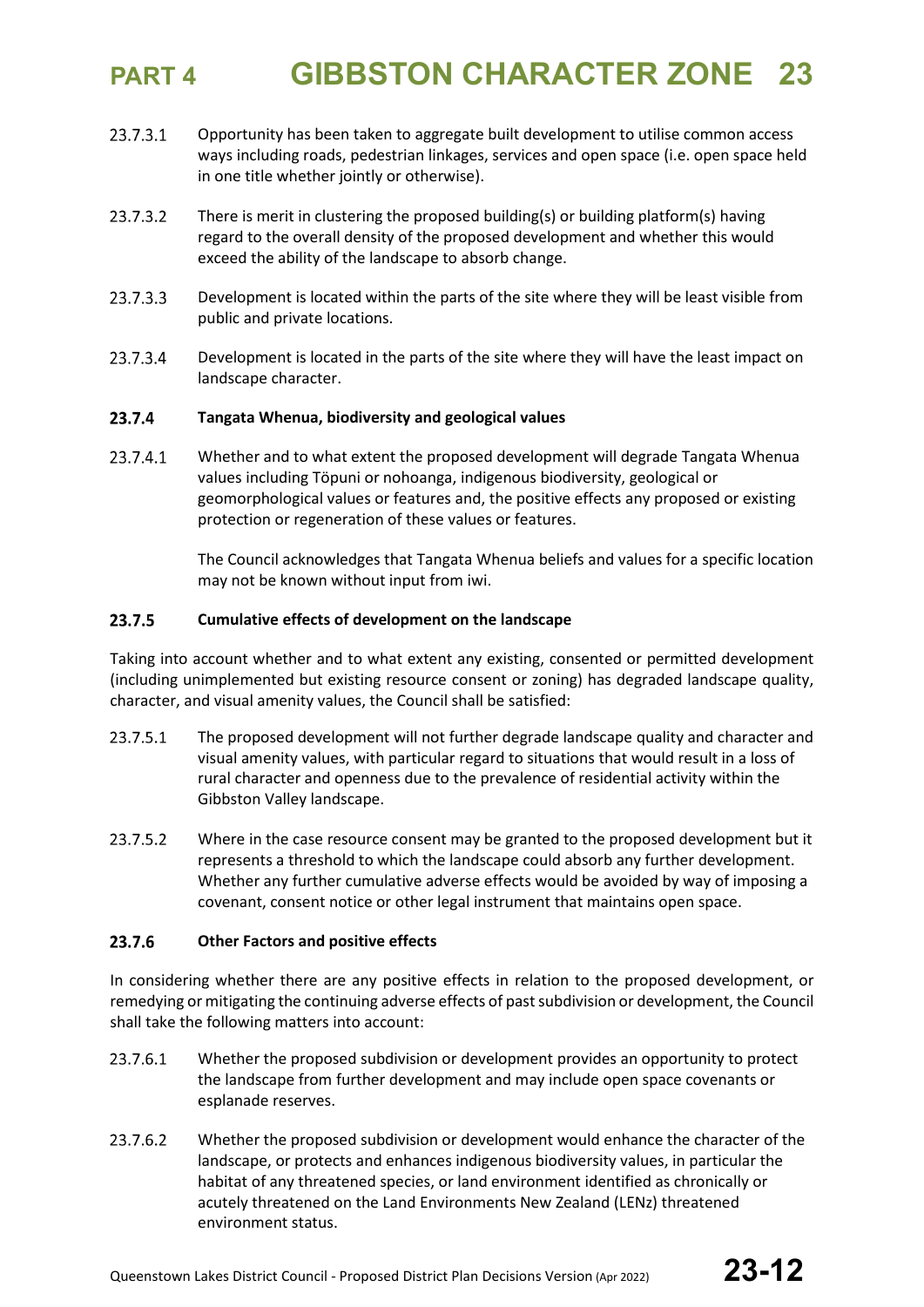23.7.3.1 Opportunity has been taken to aggregate built development to utilise common access ways including roads, pedestrian linkages, services and open space (i.e. open space held in one title whether jointly or otherwise).

23.7.3.2 There is merit in clustering the proposed building(s) or building platform(s) having regard to the overall density of the proposed development and whether this would exceed the ability of the landscape to absorb change.

23.7.3.3 Development is located within the parts of the site where they will be least visible from public and private locations.

23.7.3.4 Development is located in the parts of the site where they will have the least impact on landscape character.

### 23.7.4 Tangata Whenua, biodiversity and geological values

23.7.4.1 Whether and to what extent the proposed development will degrade Tangata Whenua values including Töpuni or nohoanga, indigenous biodiversity, geological or geomorphological values or features and, the positive effects any proposed or existing protection or regeneration of these values or features.

The Council acknowledges that Tangata Whenua beliefs and values for a specific location may not be known without input from iwi.

### 23.7.5 Cumulative effects of development on the landscape

Taking into account whether and to what extent any existing, consented or permitted development (including unimplemented but existing resource consent or zoning) has degraded landscape quality, character, and visual amenity values, the Council shall be satisfied:

23.7.5.1 The proposed development will not further degrade landscape quality and character and visual amenity values, with particular regard to situations that would result in a loss of rural character and openness due to the prevalence of residential activity within the Gibbston Valley landscape.

23.7.5.2 Where in the case resource consent may be granted to the proposed development but it represents a threshold to which the landscape could absorb any further development. Whether any further cumulative adverse effects would be avoided by way of imposing a covenant, consent notice or other legal instrument that maintains open space.

### 23.7.6 Other Factors and positive effects

In considering whether there are any positive effects in relation to the proposed development, or remedying or mitigating the continuing adverse effects of past subdivision or development, the Council shall take the following matters into account:

23.7.6.1 Whether the proposed subdivision or development provides an opportunity to protect the landscape from further development and may include open space covenants or esplanade reserves.

23.7.6.2 Whether the proposed subdivision or development would enhance the character of the landscape, or protects and enhances indigenous biodiversity values, in particular the habitat of any threatened species, or land environment identified as chronically or acutely threatened on the Land Environments New Zealand (LENz) threatened environment status.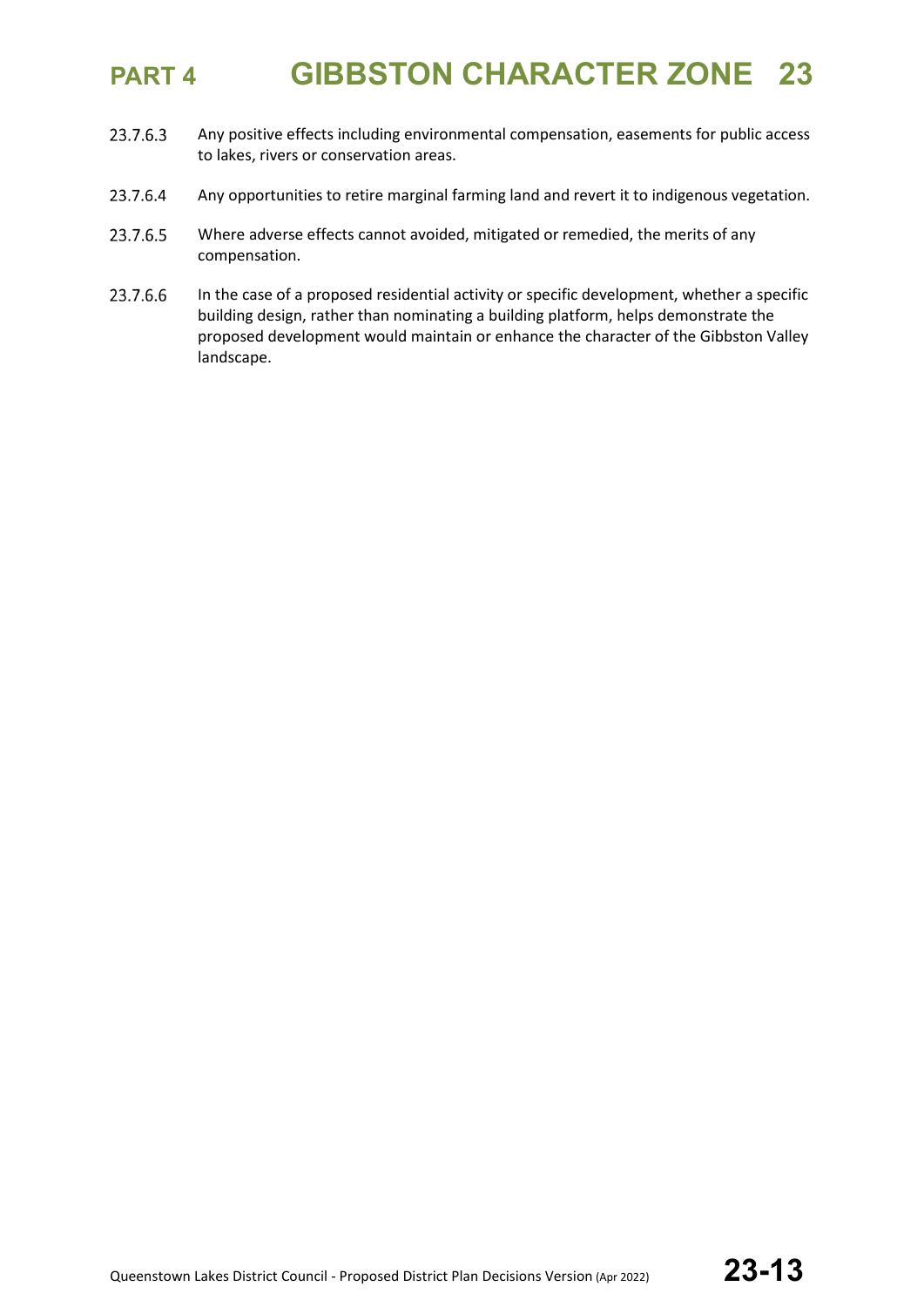23.7.6.3 Any positive effects including environmental compensation, easements for public access to lakes, rivers or conservation areas.

23.7.6.4 Any opportunities to retire marginal farming land and revert it to indigenous vegetation.

23.7.6.5 Where adverse effects cannot avoided, mitigated or remedied, the merits of any compensation.

23.7.6.6 In the case of a proposed residential activity or specific development, whether a specific building design, rather than nominating a building platform, helps demonstrate the proposed development would maintain or enhance the character of the Gibbston Valley landscape.